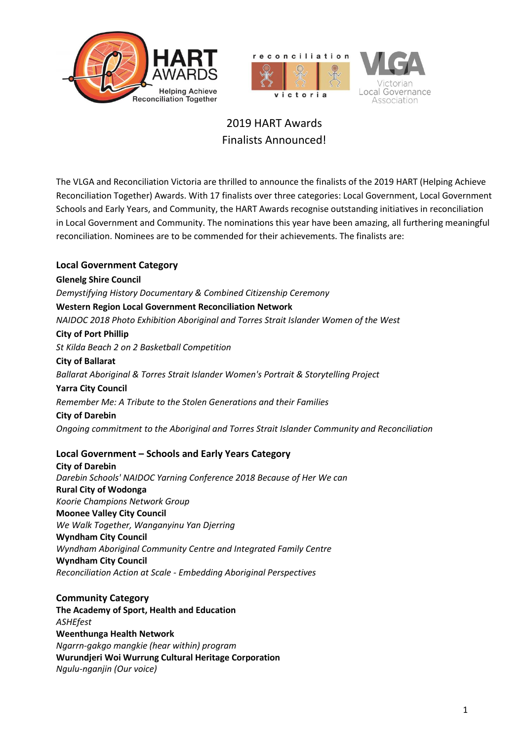# 2019 HART Awards
# Finalists Announced!

The VLGA and Reconciliation Victoria are thrilled to announce the finalists of the 2019 HART (Helping Achieve Reconciliation Together) Awards. With 17 finalists over three categories: Local Government, Local Government Schools and Early Years, and Community, the HART Awards recognise outstanding initiatives in reconciliation in Local Government and Community. The nominations this year have been amazing, all furthering meaningful reconciliation. Nominees are to be commended for their achievements. The finalists are:

## Local Government Category

**Glenelg Shire Council**
*Demystifying History Documentary & Combined Citizenship Ceremony*

**Western Region Local Government Reconciliation Network**
*NAIDOC 2018 Photo Exhibition Aboriginal and Torres Strait Islander Women of the West*

**City of Port Phillip**
*St Kilda Beach 2 on 2 Basketball Competition*

**City of Ballarat**
*Ballarat Aboriginal & Torres Strait Islander Women's Portrait & Storytelling Project*

**Yarra City Council**
*Remember Me: A Tribute to the Stolen Generations and their Families*

**City of Darebin**
*Ongoing commitment to the Aboriginal and Torres Strait Islander Community and Reconciliation*

## Local Government – Schools and Early Years Category

**City of Darebin**
*Darebin Schools' NAIDOC Yarning Conference 2018 Because of Her We can*

**Rural City of Wodonga**
*Koorie Champions Network Group*

**Moonee Valley City Council**
*We Walk Together, Wanganyinu Yan Djerring*

**Wyndham City Council**
*Wyndham Aboriginal Community Centre and Integrated Family Centre*

**Wyndham City Council**
*Reconciliation Action at Scale - Embedding Aboriginal Perspectives*

## Community Category

**The Academy of Sport, Health and Education**
*ASHEfest*

**Weenthunga Health Network**
*Ngarrn-gakgo mangkie (hear within) program*

**Wurundjeri Woi Wurrung Cultural Heritage Corporation**
*Ngulu-nganjin (Our voice)*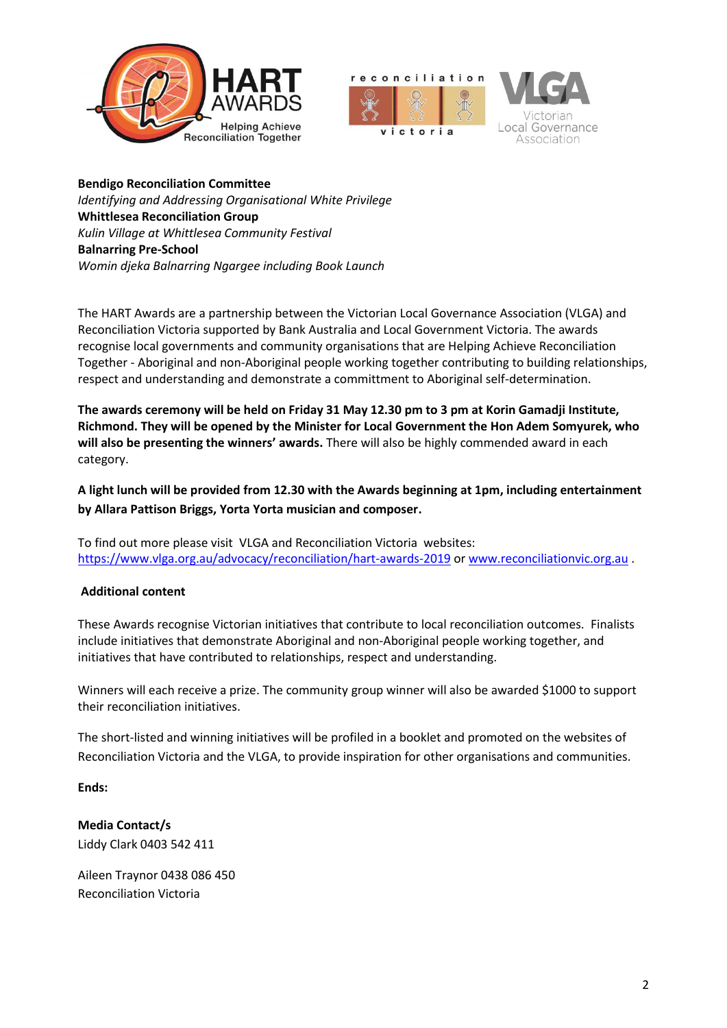**Bendigo Reconciliation Committee**
*Identifying and Addressing Organisational White Privilege*
**Whittlesea Reconciliation Group**
*Kulin Village at Whittlesea Community Festival*
**Balnarring Pre-School**
*Womin djeka Balnarring Ngargee including Book Launch*

The HART Awards are a partnership between the Victorian Local Governance Association (VLGA) and Reconciliation Victoria supported by Bank Australia and Local Government Victoria. The awards recognise local governments and community organisations that are Helping Achieve Reconciliation Together - Aboriginal and non-Aboriginal people working together contributing to building relationships, respect and understanding and demonstrate a committment to Aboriginal self-determination.

**The awards ceremony will be held on Friday 31 May 12.30 pm to 3 pm at Korin Gamadji Institute, Richmond. They will be opened by the Minister for Local Government the Hon Adem Somyurek, who will also be presenting the winners' awards.** There will also be highly commended award in each category.

**A light lunch will be provided from 12.30 with the Awards beginning at 1pm, including entertainment by Allara Pattison Briggs, Yorta Yorta musician and composer.**

To find out more please visit VLGA and Reconciliation Victoria websites: https://www.vlga.org.au/advocacy/reconciliation/hart-awards-2019 or www.reconciliationvic.org.au .

**Additional content**

These Awards recognise Victorian initiatives that contribute to local reconciliation outcomes. Finalists include initiatives that demonstrate Aboriginal and non-Aboriginal people working together, and initiatives that have contributed to relationships, respect and understanding.

Winners will each receive a prize. The community group winner will also be awarded $1000 to support their reconciliation initiatives.

The short-listed and winning initiatives will be profiled in a booklet and promoted on the websites of Reconciliation Victoria and the VLGA, to provide inspiration for other organisations and communities.

**Ends:**

**Media Contact/s**
Liddy Clark 0403 542 411

Aileen Traynor 0438 086 450
Reconciliation Victoria